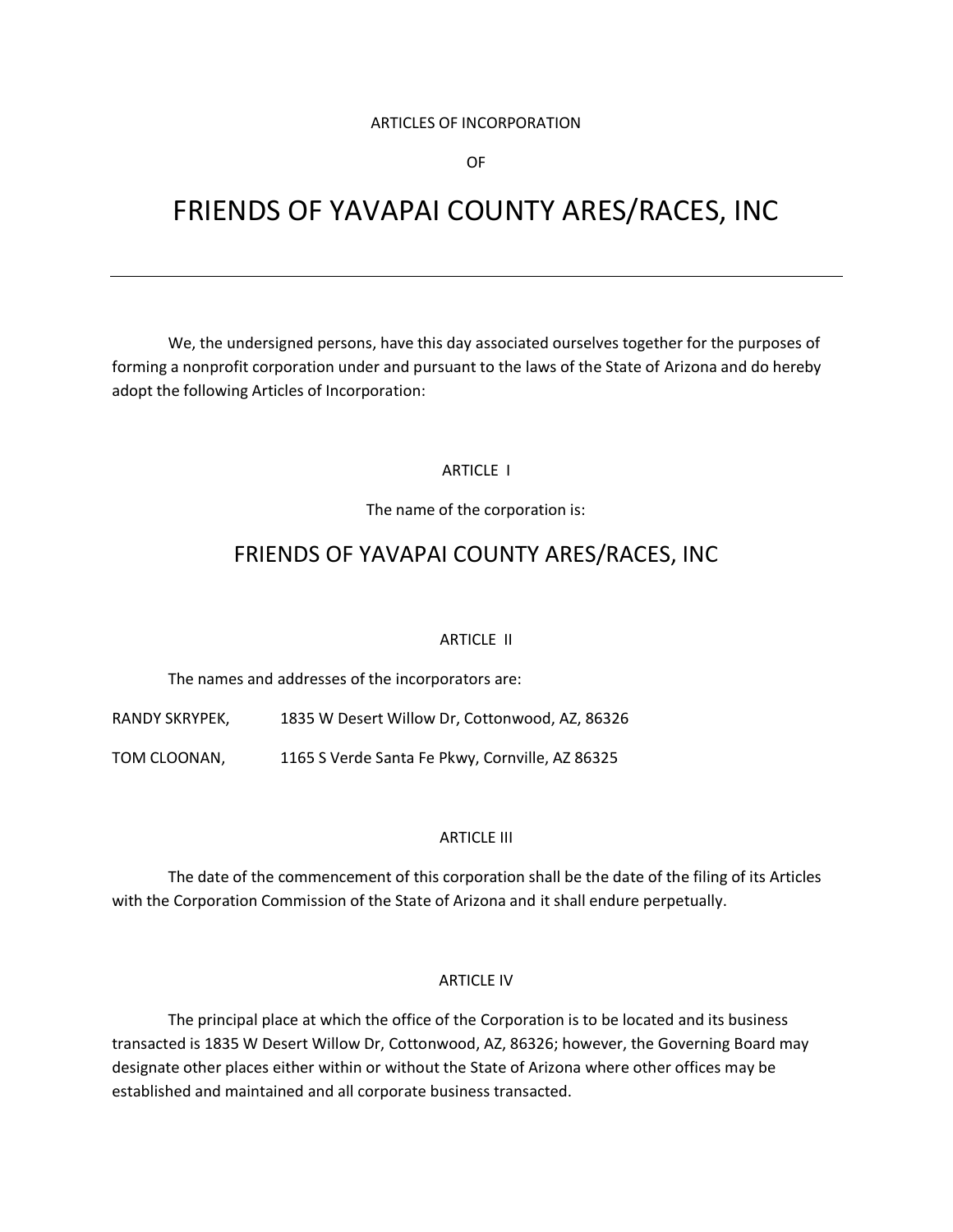ARTICLES OF INCORPORATION

OF

# FRIENDS OF YAVAPAI COUNTY ARES/RACES, INC

---

We, the undersigned persons, have this day associated ourselves together for the purposes of forming a nonprofit corporation under and pursuant to the laws of the State of Arizona and do hereby adopt the following Articles of Incorporation:

## ARTICLE I

The name of the corporation is:

## FRIENDS OF YAVAPAI COUNTY ARES/RACES, INC

## ARTICLE II

The names and addresses of the incorporators are:

RANDY SKRYPEK, 1835 W Desert Willow Dr, Cottonwood, AZ, 86326

TOM CLOONAN, 1165 S Verde Santa Fe Pkwy, Cornville, AZ 86325

## ARTICLE III

The date of the commencement of this corporation shall be the date of the filing of its Articles with the Corporation Commission of the State of Arizona and it shall endure perpetually.

## ARTICLE IV

The principal place at which the office of the Corporation is to be located and its business transacted is 1835 W Desert Willow Dr, Cottonwood, AZ, 86326; however, the Governing Board may designate other places either within or without the State of Arizona where other offices may be established and maintained and all corporate business transacted.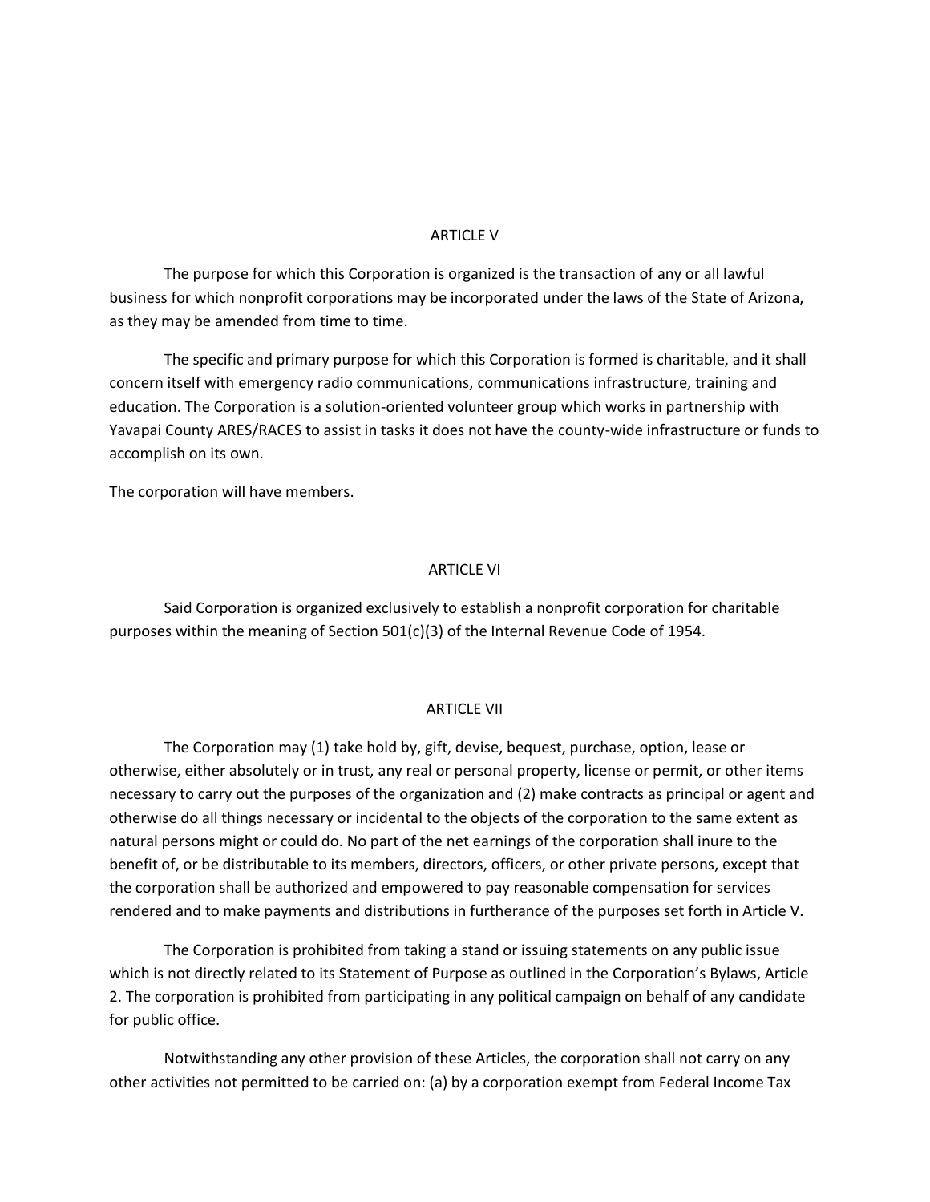## ARTICLE V

The purpose for which this Corporation is organized is the transaction of any or all lawful business for which nonprofit corporations may be incorporated under the laws of the State of Arizona, as they may be amended from time to time.

The specific and primary purpose for which this Corporation is formed is charitable, and it shall concern itself with emergency radio communications, communications infrastructure, training and education. The Corporation is a solution-oriented volunteer group which works in partnership with Yavapai County ARES/RACES to assist in tasks it does not have the county-wide infrastructure or funds to accomplish on its own.

The corporation will have members.

## ARTICLE VI

Said Corporation is organized exclusively to establish a nonprofit corporation for charitable purposes within the meaning of Section 501(c)(3) of the Internal Revenue Code of 1954.

## ARTICLE VII

The Corporation may (1) take hold by, gift, devise, bequest, purchase, option, lease or otherwise, either absolutely or in trust, any real or personal property, license or permit, or other items necessary to carry out the purposes of the organization and (2) make contracts as principal or agent and otherwise do all things necessary or incidental to the objects of the corporation to the same extent as natural persons might or could do. No part of the net earnings of the corporation shall inure to the benefit of, or be distributable to its members, directors, officers, or other private persons, except that the corporation shall be authorized and empowered to pay reasonable compensation for services rendered and to make payments and distributions in furtherance of the purposes set forth in Article V.

The Corporation is prohibited from taking a stand or issuing statements on any public issue which is not directly related to its Statement of Purpose as outlined in the Corporation's Bylaws, Article 2. The corporation is prohibited from participating in any political campaign on behalf of any candidate for public office.

Notwithstanding any other provision of these Articles, the corporation shall not carry on any other activities not permitted to be carried on: (a) by a corporation exempt from Federal Income Tax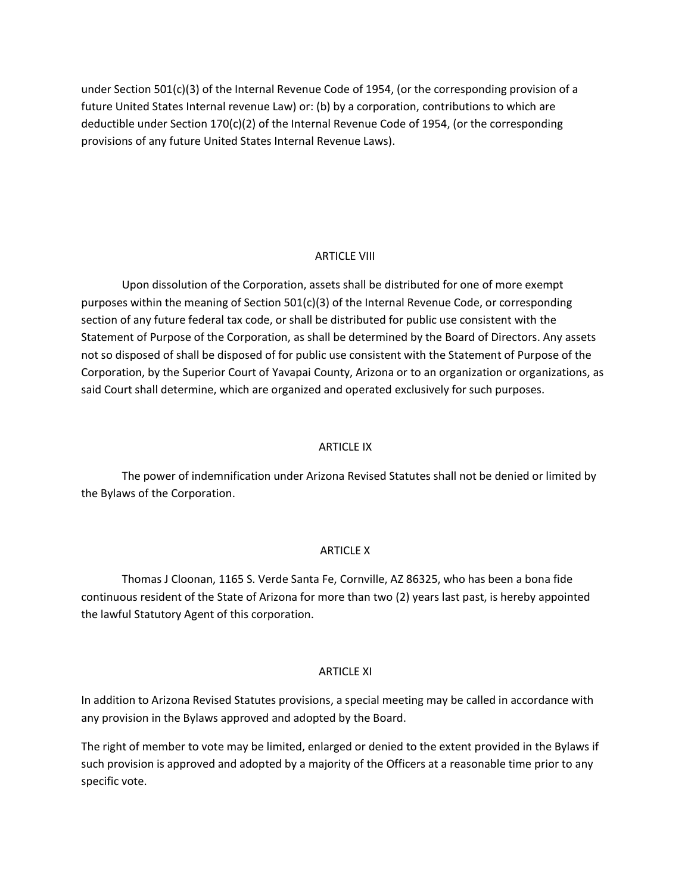under Section 501(c)(3) of the Internal Revenue Code of 1954, (or the corresponding provision of a future United States Internal revenue Law) or: (b) by a corporation, contributions to which are deductible under Section 170(c)(2) of the Internal Revenue Code of 1954, (or the corresponding provisions of any future United States Internal Revenue Laws).

## ARTICLE VIII

Upon dissolution of the Corporation, assets shall be distributed for one of more exempt purposes within the meaning of Section 501(c)(3) of the Internal Revenue Code, or corresponding section of any future federal tax code, or shall be distributed for public use consistent with the Statement of Purpose of the Corporation, as shall be determined by the Board of Directors. Any assets not so disposed of shall be disposed of for public use consistent with the Statement of Purpose of the Corporation, by the Superior Court of Yavapai County, Arizona or to an organization or organizations, as said Court shall determine, which are organized and operated exclusively for such purposes.

## ARTICLE IX

The power of indemnification under Arizona Revised Statutes shall not be denied or limited by the Bylaws of the Corporation.

## ARTICLE X

Thomas J Cloonan, 1165 S. Verde Santa Fe, Cornville, AZ 86325, who has been a bona fide continuous resident of the State of Arizona for more than two (2) years last past, is hereby appointed the lawful Statutory Agent of this corporation.

## ARTICLE XI

In addition to Arizona Revised Statutes provisions, a special meeting may be called in accordance with any provision in the Bylaws approved and adopted by the Board.

The right of member to vote may be limited, enlarged or denied to the extent provided in the Bylaws if such provision is approved and adopted by a majority of the Officers at a reasonable time prior to any specific vote.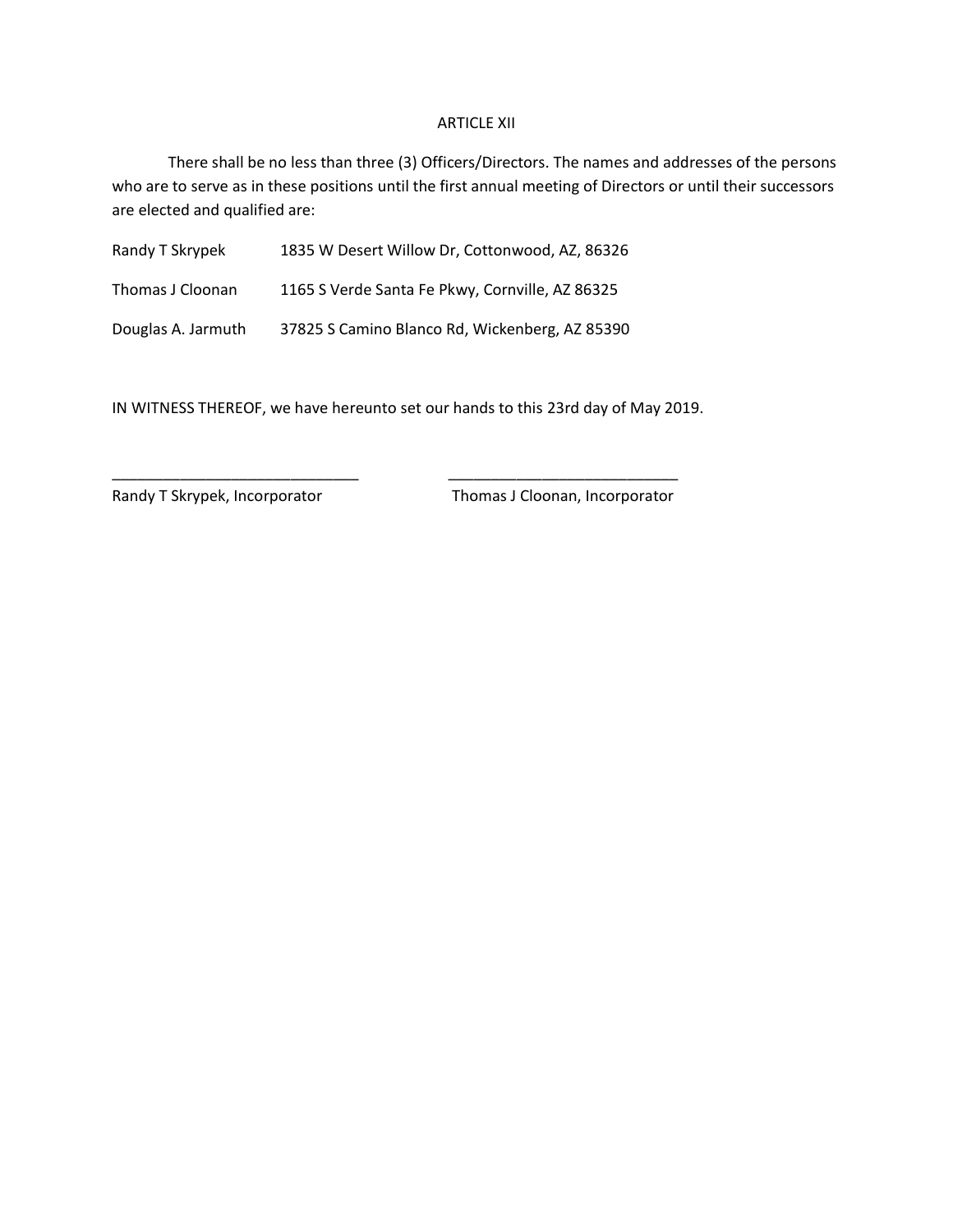## ARTICLE XII

There shall be no less than three (3) Officers/Directors. The names and addresses of the persons who are to serve as in these positions until the first annual meeting of Directors or until their successors are elected and qualified are:

| | |
|---|---|
| Randy T Skrypek | 1835 W Desert Willow Dr, Cottonwood, AZ, 86326 |
| Thomas J Cloonan | 1165 S Verde Santa Fe Pkwy, Cornville, AZ 86325 |
| Douglas A. Jarmuth | 37825 S Camino Blanco Rd, Wickenberg, AZ 85390 |

IN WITNESS THEREOF, we have hereunto set our hands to this 23rd day of May 2019.

_____________________________ Randy T Skrypek, Incorporator

_____________________________ Thomas J Cloonan, Incorporator